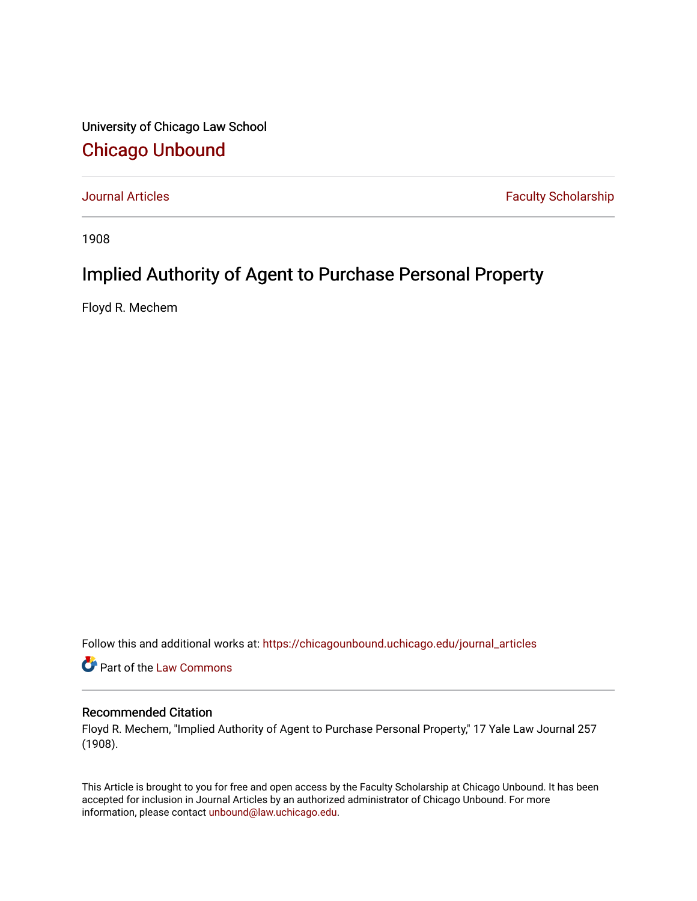University of Chicago Law School

## Chicago Unbound

Journal Articles | Faculty Scholarship

1908

# Implied Authority of Agent to Purchase Personal Property

Floyd R. Mechem

Follow this and additional works at: https://chicagounbound.uchicago.edu/journal_articles

Part of the Law Commons

### Recommended Citation

Floyd R. Mechem, "Implied Authority of Agent to Purchase Personal Property," 17 Yale Law Journal 257 (1908).

This Article is brought to you for free and open access by the Faculty Scholarship at Chicago Unbound. It has been accepted for inclusion in Journal Articles by an authorized administrator of Chicago Unbound. For more information, please contact unbound@law.uchicago.edu.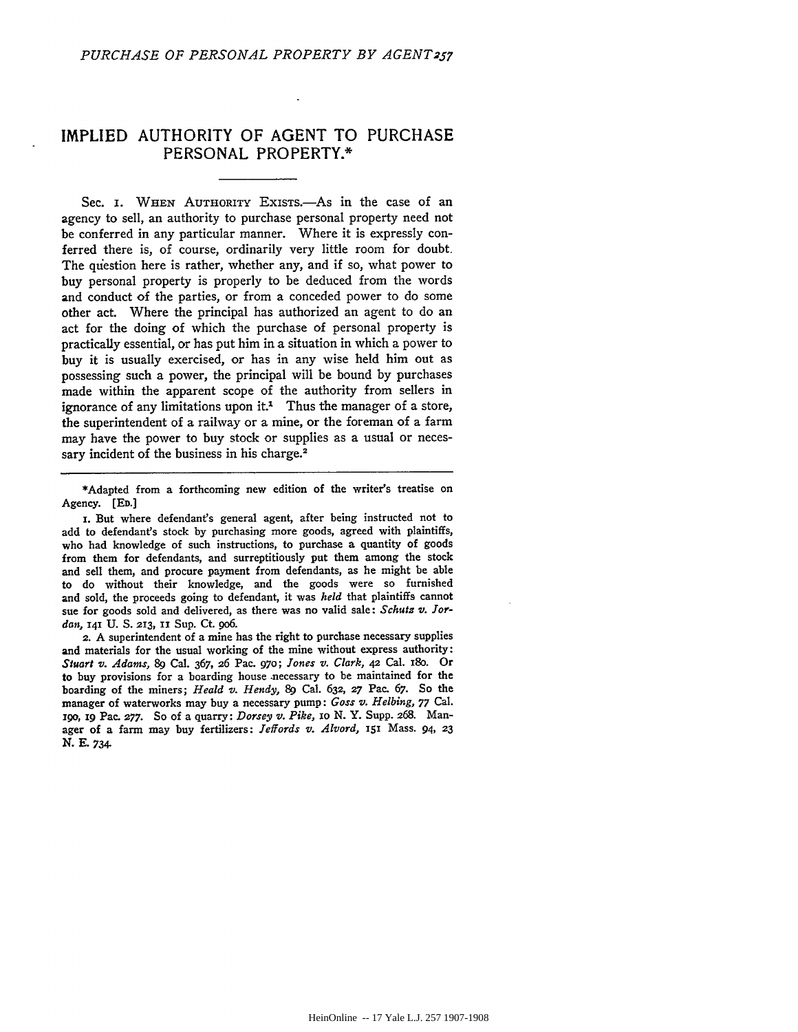# IMPLIED AUTHORITY OF AGENT TO PURCHASE PERSONAL PROPERTY.*

Sec. 1. WHEN AUTHORITY EXISTS.—As in the case of an agency to sell, an authority to purchase personal property need not be conferred in any particular manner. Where it is expressly conferred there is, of course, ordinarily very little room for doubt. The question here is rather, whether any, and if so, what power to buy personal property is properly to be deduced from the words and conduct of the parties, or from a conceded power to do some other act. Where the principal has authorized an agent to do an act for the doing of which the purchase of personal property is practically essential, or has put him in a situation in which a power to buy it is usually exercised, or has in any wise held him out as possessing such a power, the principal will be bound by purchases made within the apparent scope of the authority from sellers in ignorance of any limitations upon it.[1] Thus the manager of a store, the superintendent of a railway or a mine, or the foreman of a farm may have the power to buy stock or supplies as a usual or necessary incident of the business in his charge.[2]

---

*Adapted from a forthcoming new edition of the writer's treatise on Agency. [ED.]

1. But where defendant's general agent, after being instructed not to add to defendant's stock by purchasing more goods, agreed with plaintiffs, who had knowledge of such instructions, to purchase a quantity of goods from them for defendants, and surreptitiously put them among the stock and sell them, and procure payment from defendants, as he might be able to do without their knowledge, and the goods were so furnished and sold, the proceeds going to defendant, it was *held* that plaintiffs cannot sue for goods sold and delivered, as there was no valid sale: *Schutz v. Jordan*, 141 U. S. 213, 11 Sup. Ct. 906.

2. A superintendent of a mine has the right to purchase necessary supplies and materials for the usual working of the mine without express authority: *Stuart v. Adams*, 89 Cal. 367, 26 Pac. 970; *Jones v. Clark*, 42 Cal. 180. Or to buy provisions for a boarding house necessary to be maintained for the boarding of the miners; *Heald v. Hendy*, 89 Cal. 632, 27 Pac. 67. So the manager of waterworks may buy a necessary pump: *Goss v. Helbing*, 77 Cal. 190, 19 Pac. 277. So of a quarry: *Dorsey v. Pike*, 10 N. Y. Supp. 268. Manager of a farm may buy fertilizers: *Jeffords v. Alvord*, 151 Mass. 94, 23 N. E. 734.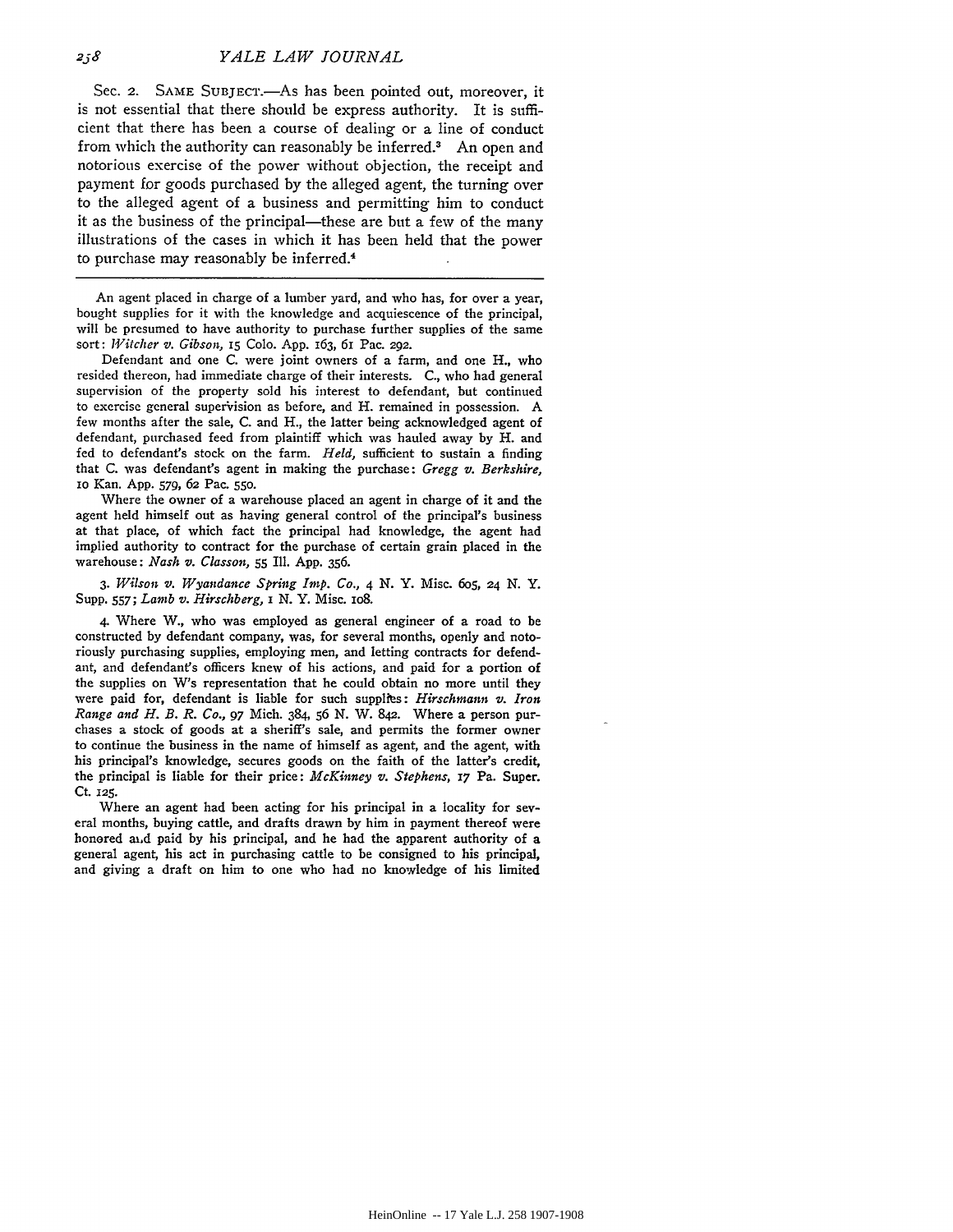Sec. 2. SAME SUBJECT.—As has been pointed out, moreover, it is not essential that there should be express authority. It is sufficient that there has been a course of dealing or a line of conduct from which the authority can reasonably be inferred.[3] An open and notorious exercise of the power without objection, the receipt and payment for goods purchased by the alleged agent, the turning over to the alleged agent of a business and permitting him to conduct it as the business of the principal—these are but a few of the many illustrations of the cases in which it has been held that the power to purchase may reasonably be inferred.[4]

---

An agent placed in charge of a lumber yard, and who has, for over a year, bought supplies for it with the knowledge and acquiescence of the principal, will be presumed to have authority to purchase further supplies of the same sort: *Witcher v. Gibson*, 15 Colo. App. 163, 61 Pac. 292.

Defendant and one C. were joint owners of a farm, and one H., who resided thereon, had immediate charge of their interests. C., who had general supervision of the property sold his interest to defendant, but continued to exercise general supervision as before, and H. remained in possession. A few months after the sale, C. and H., the latter being acknowledged agent of defendant, purchased feed from plaintiff which was hauled away by H. and fed to defendant's stock on the farm. *Held*, sufficient to sustain a finding that C. was defendant's agent in making the purchase: *Gregg v. Berkshire*, 10 Kan. App. 579, 62 Pac. 550.

Where the owner of a warehouse placed an agent in charge of it and the agent held himself out as having general control of the principal's business at that place, of which fact the principal had knowledge, the agent had implied authority to contract for the purchase of certain grain placed in the warehouse: *Nash v. Classon*, 55 Ill. App. 356.

3. *Wilson v. Wyandance Spring Imp. Co.*, 4 N. Y. Misc. 605, 24 N. Y. Supp. 557; *Lamb v. Hirschberg*, 1 N. Y. Misc. 108.

4. Where W., who was employed as general engineer of a road to be constructed by defendant company, was, for several months, openly and notoriously purchasing supplies, employing men, and letting contracts for defendant, and defendant's officers knew of his actions, and paid for a portion of the supplies on W's representation that he could obtain no more until they were paid for, defendant is liable for such supplies: *Hirschmann v. Iron Range and H. B. R. Co.*, 97 Mich. 384, 56 N. W. 842. Where a person purchases a stock of goods at a sheriff's sale, and permits the former owner to continue the business in the name of himself as agent, and the agent, with his principal's knowledge, secures goods on the faith of the latter's credit, the principal is liable for their price: *McKinney v. Stephens*, 17 Pa. Super. Ct. 125.

Where an agent had been acting for his principal in a locality for several months, buying cattle, and drafts drawn by him in payment thereof were honored and paid by his principal, and he had the apparent authority of a general agent, his act in purchasing cattle to be consigned to his principal, and giving a draft on him to one who had no knowledge of his limited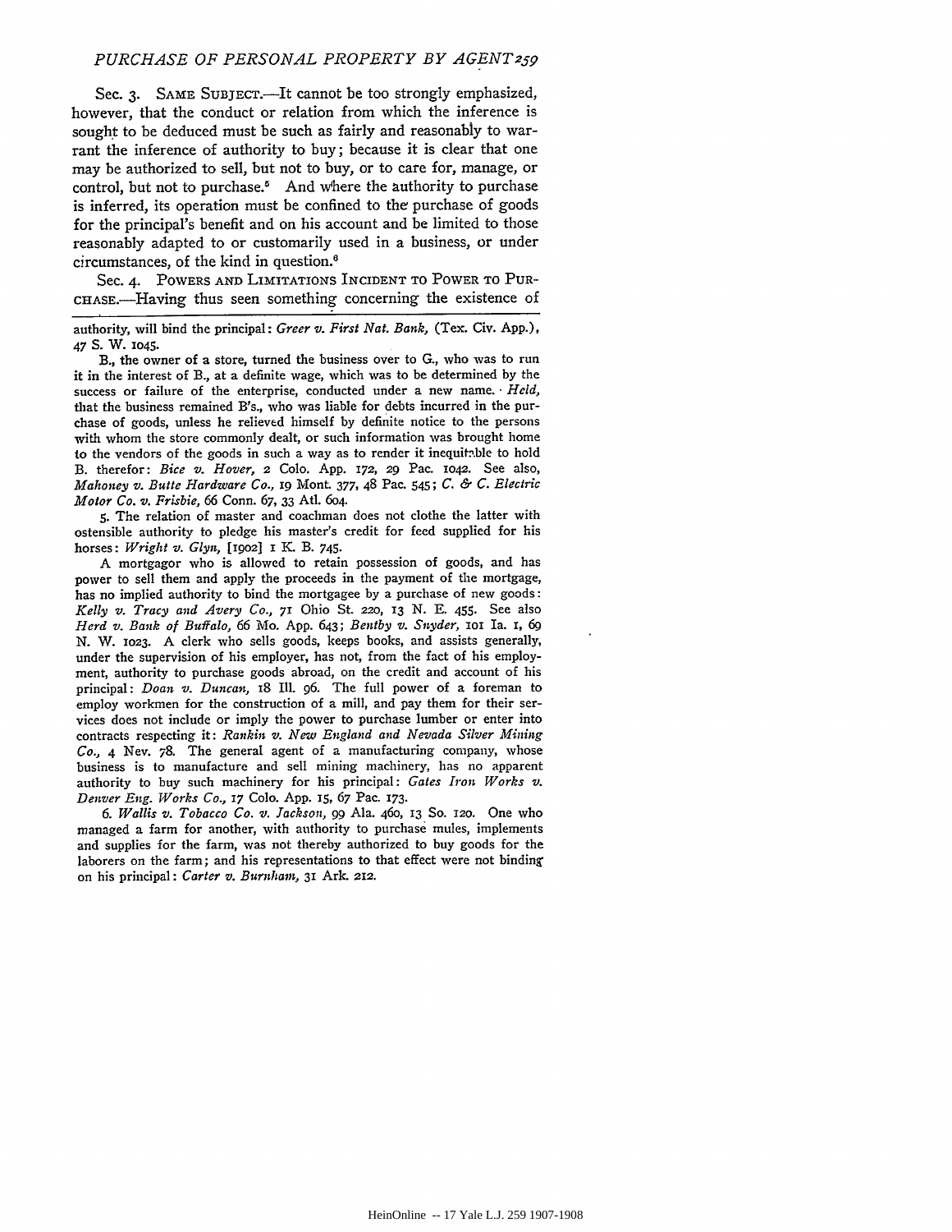Sec. 3. Same Subject.—It cannot be too strongly emphasized, however, that the conduct or relation from which the inference is sought to be deduced must be such as fairly and reasonably to warrant the inference of authority to buy; because it is clear that one may be authorized to sell, but not to buy, or to care for, manage, or control, but not to purchase.[5] And where the authority to purchase is inferred, its operation must be confined to the purchase of goods for the principal's benefit and on his account and be limited to those reasonably adapted to or customarily used in a business, or under circumstances, of the kind in question.[6]

Sec. 4. Powers and Limitations Incident to Power to Purchase.—Having thus seen something concerning the existence of

---

authority, will bind the principal: *Greer v. First Nat. Bank*, (Tex. Civ. App.), 47 S. W. 1045.

B., the owner of a store, turned the business over to G., who was to run it in the interest of B., at a definite wage, which was to be determined by the success or failure of the enterprise, conducted under a new name. *Held*, that the business remained B's., who was liable for debts incurred in the purchase of goods, unless he relieved himself by definite notice to the persons with whom the store commonly dealt, or such information was brought home to the vendors of the goods in such a way as to render it inequitable to hold B. therefor: *Bice v. Hover*, 2 Colo. App. 172, 29 Pac. 1042. See also, *Mahoney v. Butte Hardware Co.*, 19 Mont. 377, 48 Pac. 545; *C. & C. Electric Motor Co. v. Frisbie*, 66 Conn. 67, 33 Atl. 604.

5. The relation of master and coachman does not clothe the latter with ostensible authority to pledge his master's credit for feed supplied for his horses: *Wright v. Glyn*, [1902] 1 K. B. 745.

A mortgagor who is allowed to retain possession of goods, and has power to sell them and apply the proceeds in the payment of the mortgage, has no implied authority to bind the mortgagee by a purchase of new goods: *Kelly v. Tracy and Avery Co.*, 71 Ohio St. 220, 13 N. E. 455. See also *Herd v. Bank of Buffalo*, 66 Mo. App. 643; *Bentby v. Snyder*, 101 Ia. 1, 69 N. W. 1023. A clerk who sells goods, keeps books, and assists generally, under the supervision of his employer, has not, from the fact of his employment, authority to purchase goods abroad, on the credit and account of his principal: *Doan v. Duncan*, 18 Ill. 96. The full power of a foreman to employ workmen for the construction of a mill, and pay them for their services does not include or imply the power to purchase lumber or enter into contracts respecting it: *Rankin v. New England and Nevada Silver Mining Co.*, 4 Nev. 78. The general agent of a manufacturing company, whose business is to manufacture and sell mining machinery, has no apparent authority to buy such machinery for his principal: *Gates Iron Works v. Denver Eng. Works Co.*, 17 Colo. App. 15, 67 Pac. 173.

6. *Wallis v. Tobacco Co. v. Jackson*, 99 Ala. 460, 13 So. 120. One who managed a farm for another, with authority to purchase mules, implements and supplies for the farm, was not thereby authorized to buy goods for the laborers on the farm; and his representations to that effect were not binding on his principal: *Carter v. Burnham*, 31 Ark. 212.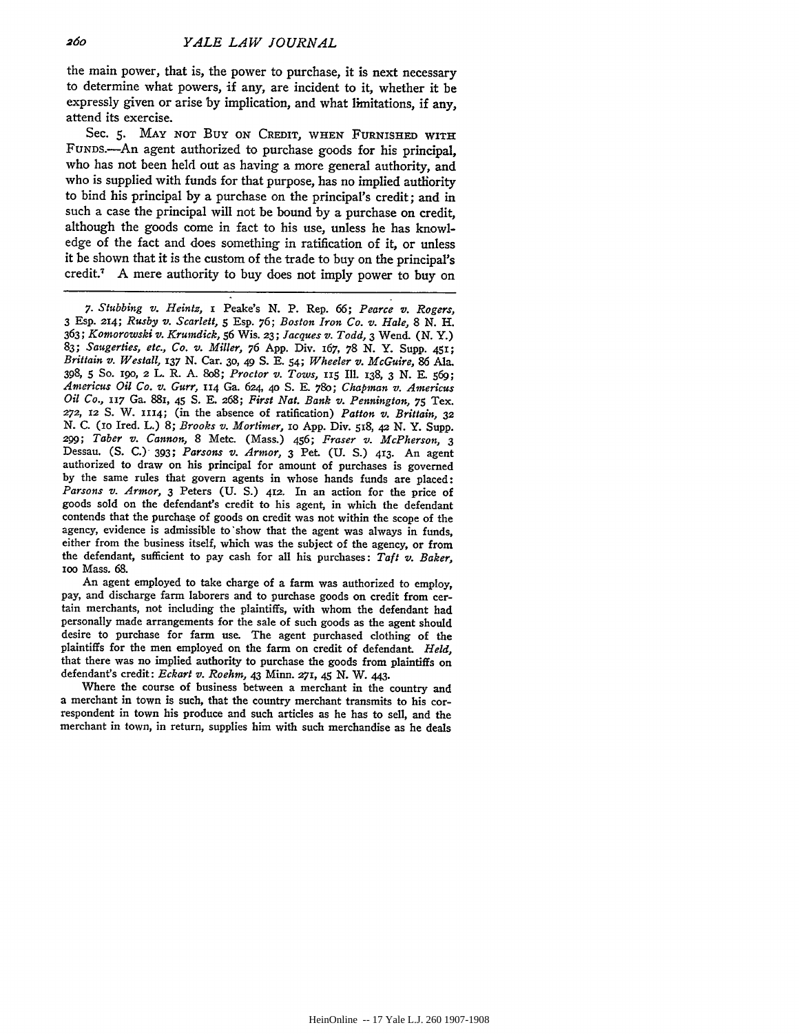the main power, that is, the power to purchase, it is next necessary to determine what powers, if any, are incident to it, whether it be expressly given or arise by implication, and what limitations, if any, attend its exercise.

Sec. 5. May not Buy on Credit, when Furnished with Funds.—An agent authorized to purchase goods for his principal, who has not been held out as having a more general authority, and who is supplied with funds for that purpose, has no implied authority to bind his principal by a purchase on the principal's credit; and in such a case the principal will not be bound by a purchase on credit, although the goods come in fact to his use, unless he has knowledge of the fact and does something in ratification of it, or unless it be shown that it is the custom of the trade to buy on the principal's credit.[7] A mere authority to buy does not imply power to buy on

---

7. *Stubbing v. Heintz*, 1 Peake's N. P. Rep. 66; *Pearce v. Rogers*, 3 Esp. 214; *Rusby v. Scarlett*, 5 Esp. 76; *Boston Iron Co. v. Hale*, 8 N. H. 363; *Komorowski v. Krumdick*, 56 Wis. 23; *Jacques v. Todd*, 3 Wend. (N. Y.) 83; *Saugerties, etc., Co. v. Miller*, 76 App. Div. 167, 78 N. Y. Supp. 451; *Brittain v. Westall*, 137 N. Car. 30, 49 S. E. 54; *Wheeler v. McGuire*, 86 Ala. 398, 5 So. 190, 2 L. R. A. 808; *Proctor v. Tows*, 115 Ill. 138, 3 N. E. 569; *Americus Oil Co. v. Gurr*, 114 Ga. 624, 40 S. E. 780; *Chapman v. Americus Oil Co.*, 117 Ga. 881, 45 S. E. 268; *First Nat. Bank v. Pennington*, 75 Tex. 272, 12 S. W. 1114; (in the absence of ratification) *Patton v. Brittain*, 32 N. C. (10 Ired. L.) 8; *Brooks v. Mortimer*, 10 App. Div. 518, 42 N. Y. Supp. 299; *Taber v. Cannon*, 8 Metc. (Mass.) 456; *Fraser v. McPherson*, 3 Dessau. (S. C.) 393; *Parsons v. Armor*, 3 Pet. (U. S.) 413. An agent authorized to draw on his principal for amount of purchases is governed by the same rules that govern agents in whose hands funds are placed: *Parsons v. Armor*, 3 Peters (U. S.) 412. In an action for the price of goods sold on the defendant's credit to his agent, in which the defendant contends that the purchase of goods on credit was not within the scope of the agency, evidence is admissible to show that the agent was always in funds, either from the business itself, which was the subject of the agency, or from the defendant, sufficient to pay cash for all his purchases: *Taft v. Baker*, 100 Mass. 68.

An agent employed to take charge of a farm was authorized to employ, pay, and discharge farm laborers and to purchase goods on credit from certain merchants, not including the plaintiffs, with whom the defendant had personally made arrangements for the sale of such goods as the agent should desire to purchase for farm use. The agent purchased clothing of the plaintiffs for the men employed on the farm on credit of defendant. *Held*, that there was no implied authority to purchase the goods from plaintiffs on defendant's credit: *Eckart v. Roehm*, 43 Minn. 271, 45 N. W. 443.

Where the course of business between a merchant in the country and a merchant in town is such, that the country merchant transmits to his correspondent in town his produce and such articles as he has to sell, and the merchant in town, in return, supplies him with such merchandise as he deals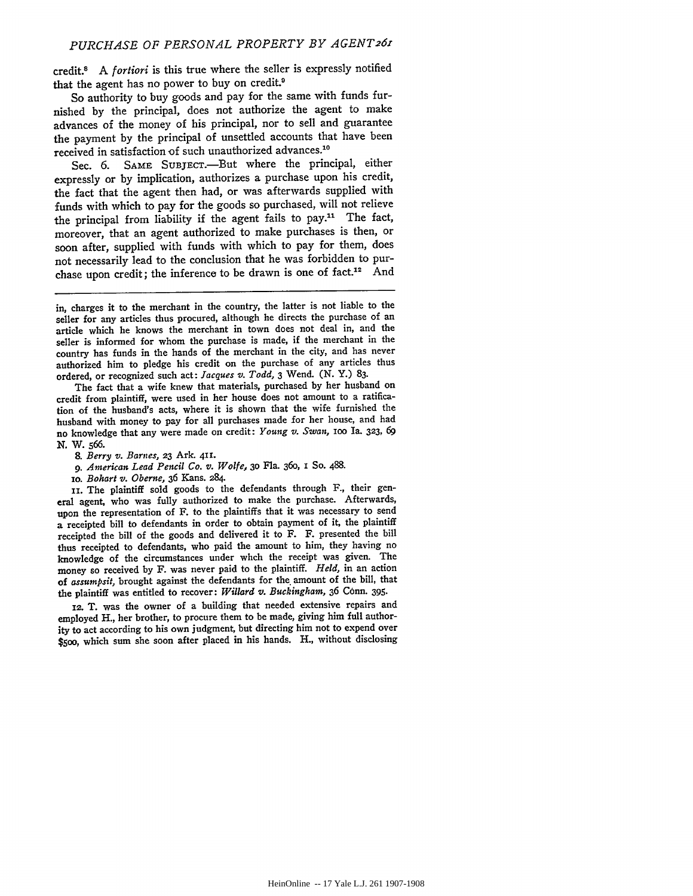credit.[8] A *fortiori* is this true where the seller is expressly notified that the agent has no power to buy on credit.[9]

So authority to buy goods and pay for the same with funds furnished by the principal, does not authorize the agent to make advances of the money of his principal, nor to sell and guarantee the payment by the principal of unsettled accounts that have been received in satisfaction of such unauthorized advances.[10]

Sec. 6. Same Subject.—But where the principal, either expressly or by implication, authorizes a purchase upon his credit, the fact that the agent then had, or was afterwards supplied with funds with which to pay for the goods so purchased, will not relieve the principal from liability if the agent fails to pay.[11] The fact, moreover, that an agent authorized to make purchases is then, or soon after, supplied with funds with which to pay for them, does not necessarily lead to the conclusion that he was forbidden to purchase upon credit; the inference to be drawn is one of fact.[12] And

---

in, charges it to the merchant in the country, the latter is not liable to the seller for any articles thus procured, although he directs the purchase of an article which he knows the merchant in town does not deal in, and the seller is informed for whom the purchase is made, if the merchant in the country has funds in the hands of the merchant in the city, and has never authorized him to pledge his credit on the purchase of any articles thus ordered, or recognized such act: *Jacques v. Todd*, 3 Wend. (N. Y.) 83.

The fact that a wife knew that materials, purchased by her husband on credit from plaintiff, were used in her house does not amount to a ratification of the husband's acts, where it is shown that the wife furnished the husband with money to pay for all purchases made for her house, and had no knowledge that any were made on credit: *Young v. Swan*, 100 Ia. 323, 69 N. W. 566.

8. *Berry v. Barnes*, 23 Ark. 411.

9. *American Lead Pencil Co. v. Wolfe*, 30 Fla. 360, 1 So. 488.

10. *Bohart v. Oberne*, 36 Kans. 284.

11. The plaintiff sold goods to the defendants through F., their general agent, who was fully authorized to make the purchase. Afterwards, upon the representation of F. to the plaintiffs that it was necessary to send a receipted bill to defendants in order to obtain payment of it, the plaintiff receipted the bill of the goods and delivered it to F. F. presented the bill thus receipted to defendants, who paid the amount to him, they having no knowledge of the circumstances under whch the receipt was given. The money so received by F. was never paid to the plaintiff. *Held*, in an action of *assumpsit*, brought against the defendants for the amount of the bill, that the plaintiff was entitled to recover: *Willard v. Buckingham*, 36 Conn. 395.

12. T. was the owner of a building that needed extensive repairs and employed H., her brother, to procure them to be made, giving him full authority to act according to his own judgment, but directing him not to expend over $500, which sum she soon after placed in his hands. H., without disclosing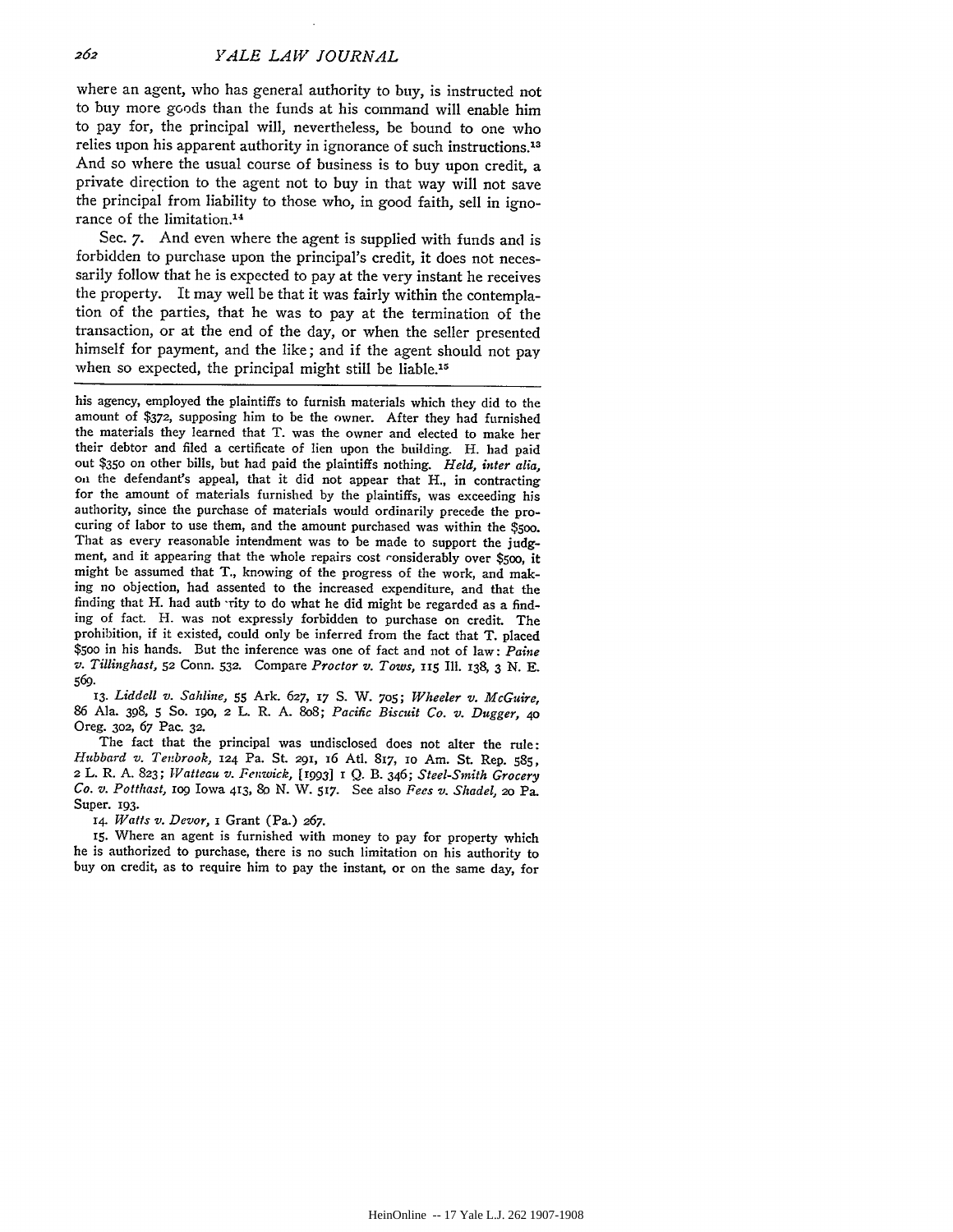where an agent, who has general authority to buy, is instructed not to buy more goods than the funds at his command will enable him to pay for, the principal will, nevertheless, be bound to one who relies upon his apparent authority in ignorance of such instructions.[13] And so where the usual course of business is to buy upon credit, a private direction to the agent not to buy in that way will not save the principal from liability to those who, in good faith, sell in ignorance of the limitation.[14]

Sec. 7. And even where the agent is supplied with funds and is forbidden to purchase upon the principal's credit, it does not necessarily follow that he is expected to pay at the very instant he receives the property. It may well be that it was fairly within the contemplation of the parties, that he was to pay at the termination of the transaction, or at the end of the day, or when the seller presented himself for payment, and the like; and if the agent should not pay when so expected, the principal might still be liable.[15]

---

his agency, employed the plaintiffs to furnish materials which they did to the amount of $372, supposing him to be the owner. After they had furnished the materials they learned that T. was the owner and elected to make her their debtor and filed a certificate of lien upon the building. H. had paid out $350 on other bills, but had paid the plaintiffs nothing. *Held, inter alia,* on the defendant's appeal, that it did not appear that H., in contracting for the amount of materials furnished by the plaintiffs, was exceeding his authority, since the purchase of materials would ordinarily precede the procuring of labor to use them, and the amount purchased was within the $500. That as every reasonable intendment was to be made to support the judgment, and it appearing that the whole repairs cost considerably over $500, it might be assumed that T., knowing of the progress of the work, and making no objection, had assented to the increased expenditure, and that the finding that H. had authority to do what he did might be regarded as a finding of fact. H. was not expressly forbidden to purchase on credit. The prohibition, if it existed, could only be inferred from the fact that T. placed $500 in his hands. But the inference was one of fact and not of law: *Paine v. Tillinghast,* 52 Conn. 532. Compare *Proctor v. Tows,* 115 Ill. 138, 3 N. E. 569.

13. *Liddell v. Sahline,* 55 Ark. 627, 17 S. W. 705; *Wheeler v. McGuire,* 86 Ala. 398, 5 So. 190, 2 L. R. A. 808; *Pacific Biscuit Co. v. Dugger,* 40 Oreg. 302, 67 Pac. 32.

The fact that the principal was undisclosed does not alter the rule: *Hubbard v. Tenbrook,* 124 Pa. St. 291, 16 Atl. 817, 10 Am. St. Rep. 585, 2 L. R. A. 823; *Watteau v. Fenwick,* [1993] 1 Q. B. 346; *Steel-Smith Grocery Co. v. Potthast,* 109 Iowa 413, 80 N. W. 517. See also *Fees v. Shadel,* 20 Pa. Super. 193.

14. *Watts v. Devor,* 1 Grant (Pa.) 267.

15. Where an agent is furnished with money to pay for property which he is authorized to purchase, there is no such limitation on his authority to buy on credit, as to require him to pay the instant, or on the same day, for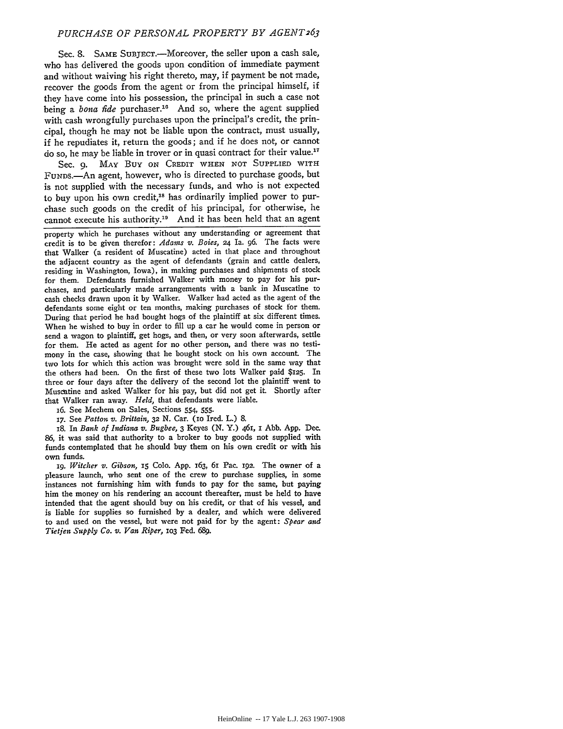Sec. 8. SAME SUBJECT.—Moreover, the seller upon a cash sale, who has delivered the goods upon condition of immediate payment and without waiving his right thereto, may, if payment be not made, recover the goods from the agent or from the principal himself, if they have come into his possession, the principal in such a case not being a *bona fide* purchaser.[16] And so, where the agent supplied with cash wrongfully purchases upon the principal's credit, the principal, though he may not be liable upon the contract, must usually, if he repudiates it, return the goods; and if he does not, or cannot do so, he may be liable in trover or in quasi contract for their value.[17]

Sec. 9. MAY BUY ON CREDIT WHEN NOT SUPPLIED WITH FUNDS.—An agent, however, who is directed to purchase goods, but is not supplied with the necessary funds, and who is not expected to buy upon his own credit,[18] has ordinarily implied power to purchase such goods on the credit of his principal, for otherwise, he cannot execute his authority.[19] And it has been held that an agent

---

property which he purchases without any understanding or agreement that credit is to be given therefor: *Adams v. Boies,* 24 Ia. 96. The facts were that Walker (a resident of Muscatine) acted in that place and throughout the adjacent country as the agent of defendants (grain and cattle dealers, residing in Washington, Iowa), in making purchases and shipments of stock for them. Defendants furnished Walker with money to pay for his purchases, and particularly made arrangements with a bank in Muscatine to cash checks drawn upon it by Walker. Walker had acted as the agent of the defendants some eight or ten months, making purchases of stock for them. During that period he had bought hogs of the plaintiff at six different times. When he wished to buy in order to fill up a car he would come in person or send a wagon to plaintiff, get hogs, and then, or very soon afterwards, settle for them. He acted as agent for no other person, and there was no testimony in the case, showing that he bought stock on his own account. The two lots for which this action was brought were sold in the same way that the others had been. On the first of these two lots Walker paid $125. In three or four days after the delivery of the second lot the plaintiff went to Muscatine and asked Walker for his pay, but did not get it. Shortly after that Walker ran away. *Held,* that defendants were liable.

16. See Mechem on Sales, Sections 554, 555.

17. See *Patton v. Brittain,* 32 N. Car. (10 Ired. L.) 8.

18. In *Bank of Indiana v. Bugbee,* 3 Keyes (N. Y.) 461, 1 Abb. App. Dec. 86, it was said that authority to a broker to buy goods not supplied with funds contemplated that he should buy them on his own credit or with his own funds.

19. *Witcher v. Gibson,* 15 Colo. App. 163, 61 Pac. 192. The owner of a pleasure launch, who sent one of the crew to purchase supplies, in some instances not furnishing him with funds to pay for the same, but paying him the money on his rendering an account thereafter, must be held to have intended that the agent should buy on his credit, or that of his vessel, and is liable for supplies so furnished by a dealer, and which were delivered to and used on the vessel, but were not paid for by the agent: *Spear and Tietjen Supply Co. v. Van Riper,* 103 Fed. 689.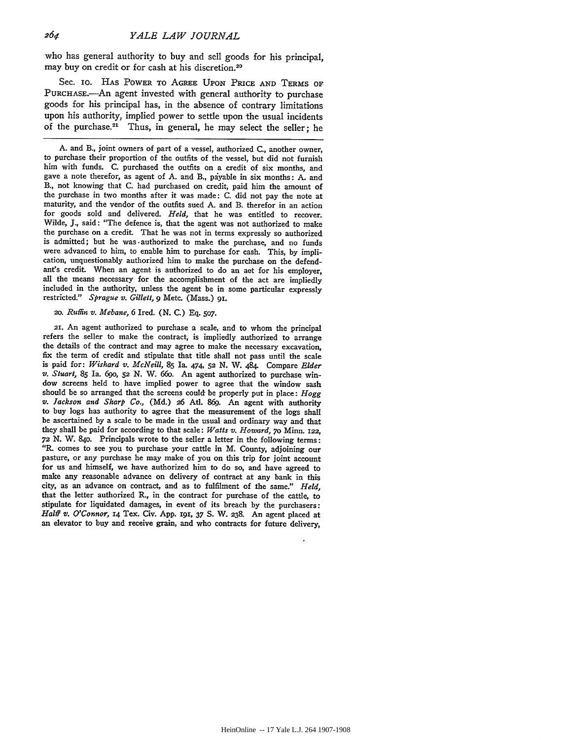who has general authority to buy and sell goods for his principal, may buy on credit or for cash at his discretion.[20]

Sec. 10. Has Power to Agree Upon Price and Terms of Purchase.—An agent invested with general authority to purchase goods for his principal has, in the absence of contrary limitations upon his authority, implied power to settle upon the usual incidents of the purchase.[21] Thus, in general, he may select the seller; he

---

A. and B., joint owners of part of a vessel, authorized C., another owner, to purchase their proportion of the outfits of the vessel, but did not furnish him with funds. C. purchased the outfits on a credit of six months, and gave a note therefor, as agent of A. and B., payable in six months: A. and B., not knowing that C. had purchased on credit, paid him the amount of the purchase in two months after it was made: C. did not pay the note at maturity, and the vendor of the outfits sued A. and B. therefor in an action for goods sold and delivered. *Held*, that he was entitled to recover. Wilde, J., said: "The defence is, that the agent was not authorized to make the purchase on a credit. That he was not in terms expressly so authorized is admitted; but he was authorized to make the purchase, and no funds were advanced to him, to enable him to purchase for cash. This, by implication, unquestionably authorized him to make the purchase on the defendant's credit. When an agent is authorized to do an act for his employer, all the means necessary for the accomplishment of the act are impliedly included in the authority, unless the agent be in some particular expressly restricted." *Sprague v. Gillett*, 9 Metc. (Mass.) 91.

20. *Ruffin v. Mebane*, 6 Ired. (N. C.) Eq. 507.

21. An agent authorized to purchase a scale, and to whom the principal refers the seller to make the contract, is impliedly authorized to arrange the details of the contract and may agree to make the necessary excavation, fix the term of credit and stipulate that title shall not pass until the scale is paid for: *Wishard v. McNeill*, 85 Ia. 474, 52 N. W. 484. Compare *Elder v. Stuart*, 85 Ia. 690, 52 N. W. 660. An agent authorized to purchase window screens held to have implied power to agree that the window sash should be so arranged that the screens could be properly put in place: *Hogg v. Jackson and Sharp Co.*, (Md.) 26 Atl. 869. An agent with authority to buy logs has authority to agree that the measurement of the logs shall be ascertained by a scale to be made in the usual and ordinary way and that they shall be paid for according to that scale: *Watts v. Howard*, 70 Minn. 122, 72 N. W. 840. Principals wrote to the seller a letter in the following terms: "R. comes to see you to purchase your cattle in M. County, adjoining our pasture, or any purchase he may make of you on this trip for joint account for us and himself, we have authorized him to do so, and have agreed to make any reasonable advance on delivery of contract at any bank in this city, as an advance on contract, and as to fulfilment of the same." *Held*, that the letter authorized R., in the contract for purchase of the cattle, to stipulate for liquidated damages, in event of its breach by the purchasers: *Halff v. O'Connor*, 14 Tex. Civ. App. 191, 37 S. W. 238. An agent placed at an elevator to buy and receive grain, and who contracts for future delivery,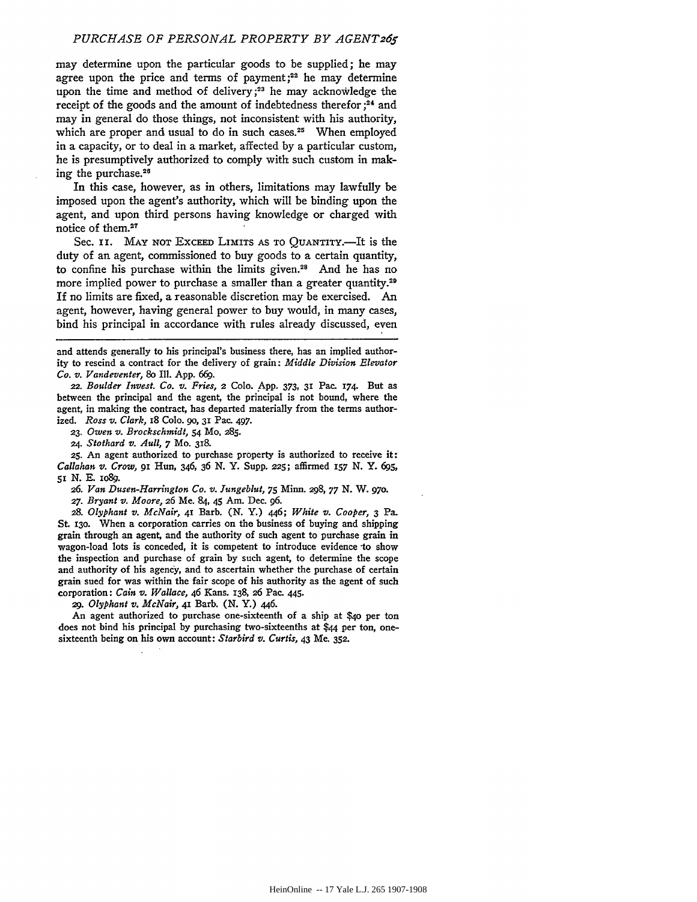may determine upon the particular goods to be supplied; he may agree upon the price and terms of payment;[22] he may determine upon the time and method of delivery;[23] he may acknowledge the receipt of the goods and the amount of indebtedness therefor;[24] and may in general do those things, not inconsistent with his authority, which are proper and usual to do in such cases.[25] When employed in a capacity, or to deal in a market, affected by a particular custom, he is presumptively authorized to comply with such custom in making the purchase.[26]

In this case, however, as in others, limitations may lawfully be imposed upon the agent's authority, which will be binding upon the agent, and upon third persons having knowledge or charged with notice of them.[27]

Sec. 11. May not Exceed Limits as to Quantity.—It is the duty of an agent, commissioned to buy goods to a certain quantity, to confine his purchase within the limits given.[28] And he has no more implied power to purchase a smaller than a greater quantity.[29] If no limits are fixed, a reasonable discretion may be exercised. An agent, however, having general power to buy would, in many cases, bind his principal in accordance with rules already discussed, even

---

and attends generally to his principal's business there, has an implied authority to rescind a contract for the delivery of grain: *Middle Division Elevator Co. v. Vandeventer*, 80 Ill. App. 669.

22. *Boulder Invest. Co. v. Fries*, 2 Colo. App. 373, 31 Pac. 174. But as between the principal and the agent, the principal is not bound, where the agent, in making the contract, has departed materially from the terms authorized. *Ross v. Clark*, 18 Colo. 90, 31 Pac. 497.

23. *Owen v. Brockschmidt*, 54 Mo. 285.

24. *Stothard v. Aull*, 7 Mo. 318.

25. An agent authorized to purchase property is authorized to receive it: *Callahan v. Crow*, 91 Hun, 346, 36 N. Y. Supp. 225; affirmed 157 N. Y. 695, 51 N. E. 1089.

26. *Van Dusen-Harrington Co. v. Jungeblut*, 75 Minn. 298, 77 N. W. 970.

27. *Bryant v. Moore*, 26 Me. 84, 45 Am. Dec. 96.

28. *Olyphant v. McNair*, 41 Barb. (N. Y.) 446; *White v. Cooper*, 3 Pa. St. 130. When a corporation carries on the business of buying and shipping grain through an agent, and the authority of such agent to purchase grain in wagon-load lots is conceded, it is competent to introduce evidence to show the inspection and purchase of grain by such agent, to determine the scope and authority of his agency, and to ascertain whether the purchase of certain grain sued for was within the fair scope of his authority as the agent of such corporation: *Cain v. Wallace*, 46 Kans. 138, 26 Pac. 445.

29. *Olyphant v. McNair*, 41 Barb. (N. Y.) 446.

An agent authorized to purchase one-sixteenth of a ship at $40 per ton does not bind his principal by purchasing two-sixteenths at $44 per ton, one-sixteenth being on his own account: *Starbird v. Curtis*, 43 Me. 352.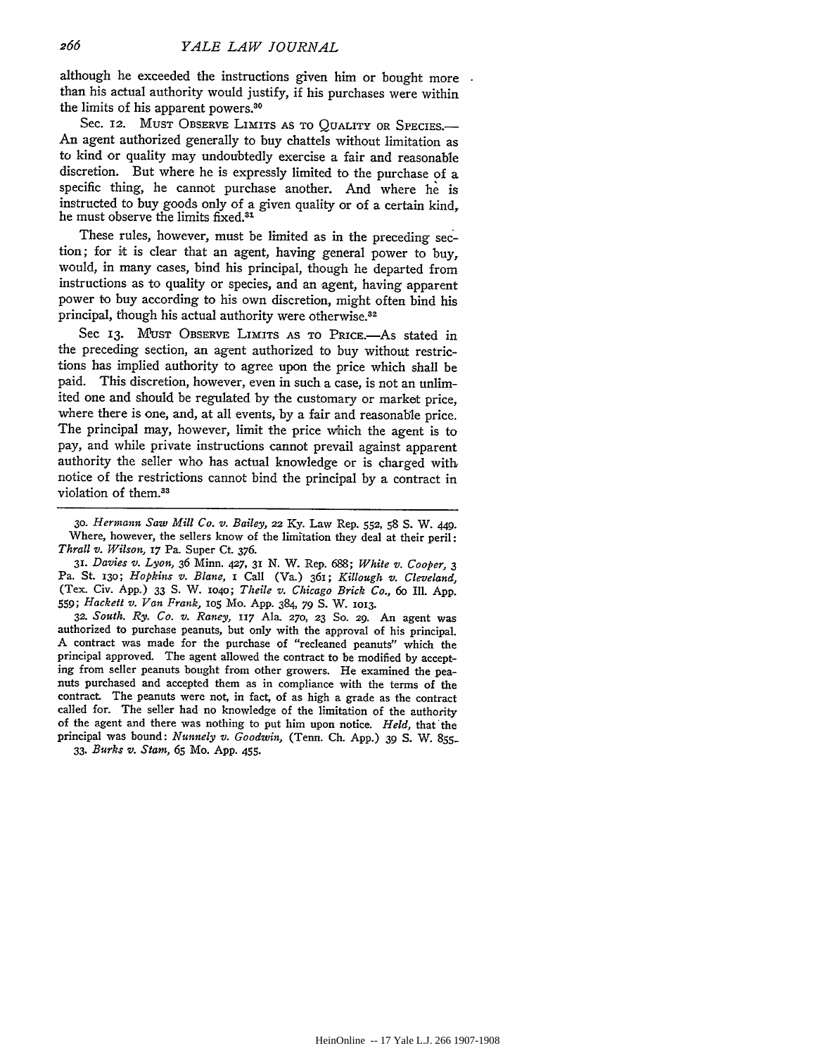although he exceeded the instructions given him or bought more than his actual authority would justify, if his purchases were within the limits of his apparent powers.[30]

Sec. 12. MUST OBSERVE LIMITS AS TO QUALITY OR SPECIES.—An agent authorized generally to buy chattels without limitation as to kind or quality may undoubtedly exercise a fair and reasonable discretion. But where he is expressly limited to the purchase of a specific thing, he cannot purchase another. And where he is instructed to buy goods only of a given quality or of a certain kind, he must observe the limits fixed.[31]

These rules, however, must be limited as in the preceding section; for it is clear that an agent, having general power to buy, would, in many cases, bind his principal, though he departed from instructions as to quality or species, and an agent, having apparent power to buy according to his own discretion, might often bind his principal, though his actual authority were otherwise.[32]

Sec 13. MUST OBSERVE LIMITS AS TO PRICE.—As stated in the preceding section, an agent authorized to buy without restrictions has implied authority to agree upon the price which shall be paid. This discretion, however, even in such a case, is not an unlimited one and should be regulated by the customary or market price, where there is one, and, at all events, by a fair and reasonable price. The principal may, however, limit the price which the agent is to pay, and while private instructions cannot prevail against apparent authority the seller who has actual knowledge or is charged with notice of the restrictions cannot bind the principal by a contract in violation of them.[33]

---

30. *Hermann Saw Mill Co. v. Bailey*, 22 Ky. Law Rep. 552, 58 S. W. 449. Where, however, the sellers know of the limitation they deal at their peril: *Thrall v. Wilson*, 17 Pa. Super Ct. 376.

31. *Davies v. Lyon*, 36 Minn. 427, 31 N. W. Rep. 688; *White v. Cooper*, 3 Pa. St. 130; *Hopkins v. Blane*, 1 Call (Va.) 361; *Killough v. Cleveland*, (Tex. Civ. App.) 33 S. W. 1040; *Theile v. Chicago Brick Co.*, 60 Ill. App. 559; *Hackett v. Van Frank*, 105 Mo. App. 384, 79 S. W. 1013.

32. *South. Ry. Co. v. Raney*, 117 Ala. 270, 23 So. 29. An agent was authorized to purchase peanuts, but only with the approval of his principal. A contract was made for the purchase of "recleaned peanuts" which the principal approved. The agent allowed the contract to be modified by accepting from seller peanuts bought from other growers. He examined the peanuts purchased and accepted them as in compliance with the terms of the contract. The peanuts were not, in fact, of as high a grade as the contract called for. The seller had no knowledge of the limitation of the authority of the agent and there was nothing to put him upon notice. *Held*, that the principal was bound: *Nunnely v. Goodwin*, (Tenn. Ch. App.) 39 S. W. 855.

33. *Burks v. Stam*, 65 Mo. App. 455.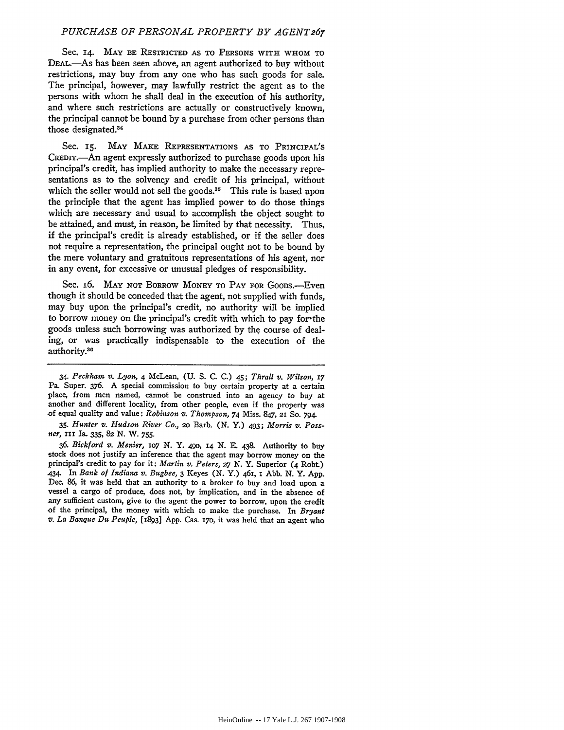Sec. 14. May be Restricted as to Persons with whom to Deal.—As has been seen above, an agent authorized to buy without restrictions, may buy from any one who has such goods for sale. The principal, however, may lawfully restrict the agent as to the persons with whom he shall deal in the execution of his authority, and where such restrictions are actually or constructively known, the principal cannot be bound by a purchase from other persons than those designated.[34]

Sec. 15. May Make Representations as to Principal's Credit.—An agent expressly authorized to purchase goods upon his principal's credit, has implied authority to make the necessary representations as to the solvency and credit of his principal, without which the seller would not sell the goods.[35] This rule is based upon the principle that the agent has implied power to do those things which are necessary and usual to accomplish the object sought to be attained, and must, in reason, be limited by that necessity. Thus, if the principal's credit is already established, or if the seller does not require a representation, the principal ought not to be bound by the mere voluntary and gratuitous representations of his agent, nor in any event, for excessive or unusual pledges of responsibility.

Sec. 16. May not Borrow Money to Pay for Goods.—Even though it should be conceded that the agent, not supplied with funds, may buy upon the principal's credit, no authority will be implied to borrow money on the principal's credit with which to pay for the goods unless such borrowing was authorized by the course of dealing, or was practically indispensable to the execution of the authority.[36]

---

34. *Peckham v. Lyon*, 4 McLean, (U. S. C. C.) 45; *Thrall v. Wilson*, 17 Pa. Super. 376. A special commission to buy certain property at a certain place, from men named, cannot be construed into an agency to buy at another and different locality, from other people, even if the property was of equal quality and value: *Robinson v. Thompson*, 74 Miss. 847, 21 So. 794.

35. *Hunter v. Hudson River Co.*, 20 Barb. (N. Y.) 493; *Morris v. Possner*, 111 Ia. 335, 82 N. W. 755.

36. *Bickford v. Menier*, 107 N. Y. 490, 14 N. E. 438. Authority to buy stock does not justify an inference that the agent may borrow money on the principal's credit to pay for it: *Martin v. Peters*, 27 N. Y. Superior (4 Robt.) 434. In *Bank of Indiana v. Bugbee*, 3 Keyes (N. Y.) 461, 1 Abb. N. Y. App. Dec. 86, it was held that an authority to a broker to buy and load upon a vessel a cargo of produce, does not, by implication, and in the absence of any sufficient custom, give to the agent the power to borrow, upon the credit of the principal, the money with which to make the purchase. In *Bryant v. La Banque Du Peuple*, [1893] App. Cas. 170, it was held that an agent who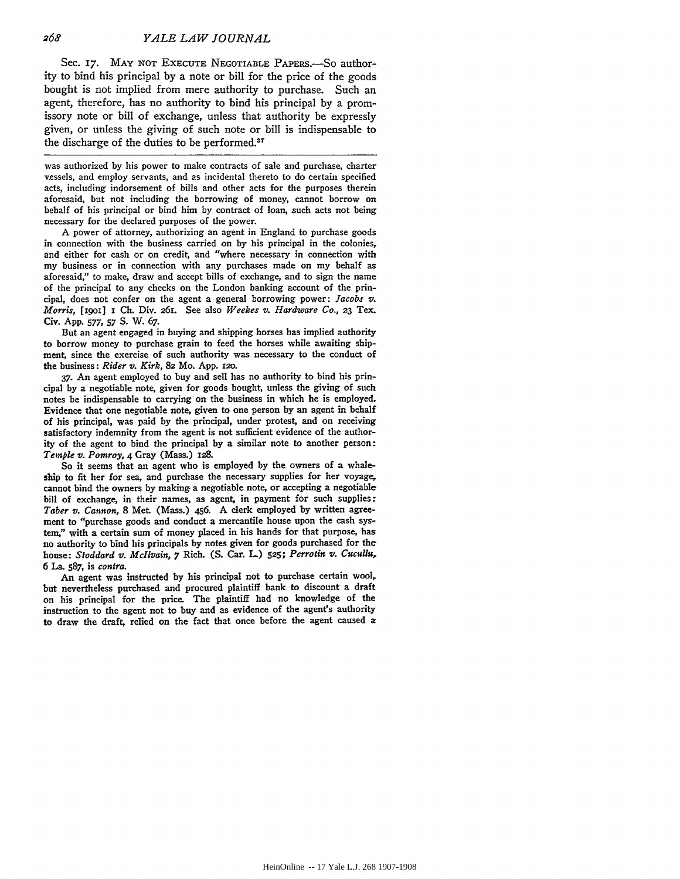Sec. 17. May not Execute Negotiable Papers.—So authority to bind his principal by a note or bill for the price of the goods bought is not implied from mere authority to purchase. Such an agent, therefore, has no authority to bind his principal by a promissory note or bill of exchange, unless that authority be expressly given, or unless the giving of such note or bill is indispensable to the discharge of the duties to be performed.[37]

---

was authorized by his power to make contracts of sale and purchase, charter vessels, and employ servants, and as incidental thereto to do certain specified acts, including indorsement of bills and other acts for the purposes therein aforesaid, but not including the borrowing of money, cannot borrow on behalf of his principal or bind him by contract of loan, such acts not being necessary for the declared purposes of the power.

A power of attorney, authorizing an agent in England to purchase goods in connection with the business carried on by his principal in the colonies, and either for cash or on credit, and "where necessary in connection with my business or in connection with any purchases made on my behalf as aforesaid," to make, draw and accept bills of exchange, and to sign the name of the principal to any checks on the London banking account of the principal, does not confer on the agent a general borrowing power: *Jacobs v. Morris*, [1901] 1 Ch. Div. 261. See also *Weekes v. Hardware Co.*, 23 Tex. Civ. App. 577, 57 S. W. 67.

But an agent engaged in buying and shipping horses has implied authority to borrow money to purchase grain to feed the horses while awaiting shipment, since the exercise of such authority was necessary to the conduct of the business: *Rider v. Kirk*, 82 Mo. App. 120.

37. An agent employed to buy and sell has no authority to bind his principal by a negotiable note, given for goods bought, unless the giving of such notes be indispensable to carrying on the business in which he is employed. Evidence that one negotiable note, given to one person by an agent in behalf of his principal, was paid by the principal, under protest, and on receiving satisfactory indemnity from the agent is not sufficient evidence of the authority of the agent to bind the principal by a similar note to another person: *Temple v. Pomroy*, 4 Gray (Mass.) 128.

So it seems that an agent who is employed by the owners of a whaleship to fit her for sea, and purchase the necessary supplies for her voyage, cannot bind the owners by making a negotiable note, or accepting a negotiable bill of exchange, in their names, as agent, in payment for such supplies: *Taber v. Cannon*, 8 Met. (Mass.) 456. A clerk employed by written agreement to "purchase goods and conduct a mercantile house upon the cash system," with a certain sum of money placed in his hands for that purpose, has no authority to bind his principals by notes given for goods purchased for the house: *Stoddard v. McIlvain*, 7 Rich. (S. Car. L.) 525; *Perrotin v. Cucullu*, 6 La. 587, is *contra*.

An agent was instructed by his principal not to purchase certain wool, but nevertheless purchased and procured plaintiff bank to discount a draft on his principal for the price. The plaintiff had no knowledge of the instruction to the agent not to buy and as evidence of the agent's authority to draw the draft, relied on the fact that once before the agent caused a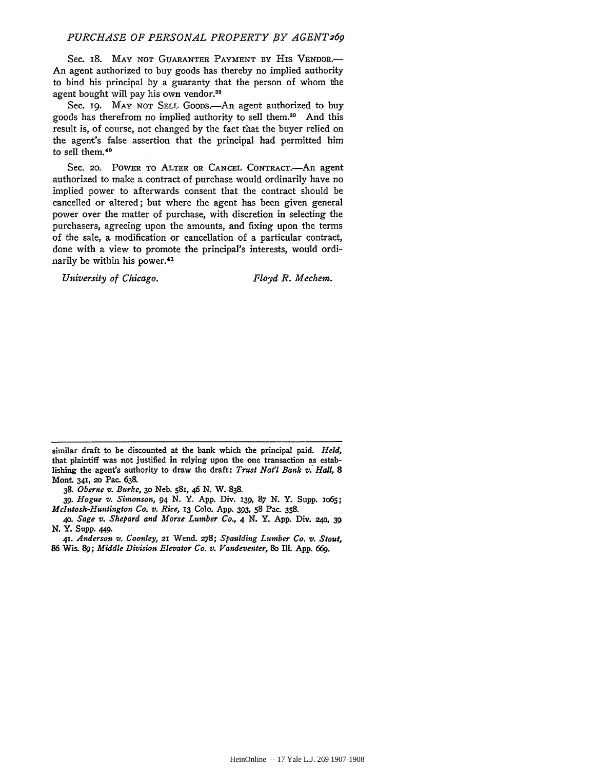Sec. 18. May not Guarantee Payment by His Vendor.—An agent authorized to buy goods has thereby no implied authority to bind his principal by a guaranty that the person of whom the agent bought will pay his own vendor.[38]

Sec. 19. May not Sell Goods.—An agent authorized to buy goods has therefrom no implied authority to sell them.[39] And this result is, of course, not changed by the fact that the buyer relied on the agent's false assertion that the principal had permitted him to sell them.[40]

Sec. 20. Power to Alter or Cancel Contract.—An agent authorized to make a contract of purchase would ordinarily have no implied power to afterwards consent that the contract should be cancelled or altered; but where the agent has been given general power over the matter of purchase, with discretion in selecting the purchasers, agreeing upon the amounts, and fixing upon the terms of the sale, a modification or cancellation of a particular contract, done with a view to promote the principal's interests, would ordinarily be within his power.[41]

*University of Chicago.* *Floyd R. Mechem.*

---

similar draft to be discounted at the bank which the principal paid. *Held*, that plaintiff was not justified in relying upon the one transaction as establishing the agent's authority to draw the draft: *Trust Nat'l Bank v. Hall*, 8 Mont. 341, 20 Pac. 638.

38. *Oberne v. Burke*, 30 Neb. 581, 46 N. W. 838.

39. *Hogue v. Simonson*, 94 N. Y. App. Div. 139, 87 N. Y. Supp. 1065; *McIntosh-Huntington Co. v. Rice*, 13 Colo. App. 393, 58 Pac. 358.

40. *Sage v. Shepard and Morse Lumber Co.*, 4 N. Y. App. Div. 240, 39 N. Y. Supp. 449.

41. *Anderson v. Coonley*, 21 Wend. 278; *Spaulding Lumber Co. v. Stout*, 86 Wis. 89; *Middle Division Elevator Co. v. Vandeventer*, 80 Ill. App. 669.